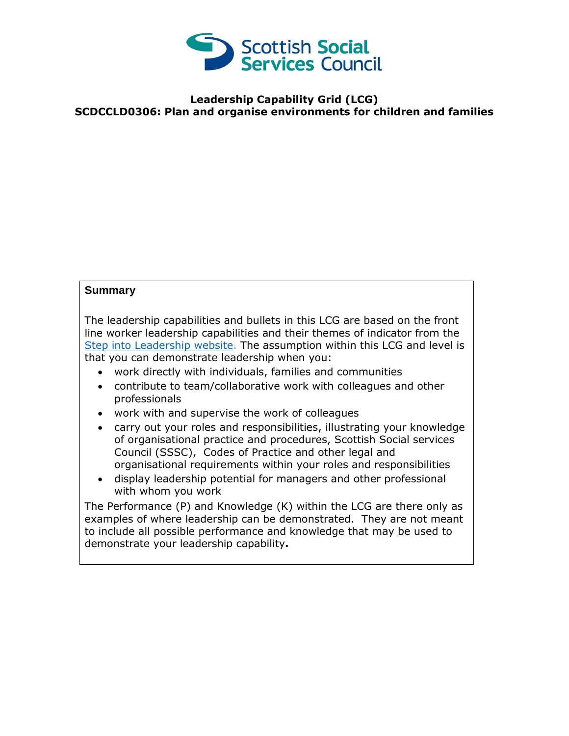Scottish Social Services Council

# Leadership Capability Grid (LCG)
# SCDCCLD0306: Plan and organise environments for children and families

**Summary**

The leadership capabilities and bullets in this LCG are based on the front line worker leadership capabilities and their themes of indicator from the [Step into Leadership website.](#) The assumption within this LCG and level is that you can demonstrate leadership when you:

- work directly with individuals, families and communities
- contribute to team/collaborative work with colleagues and other professionals
- work with and supervise the work of colleagues
- carry out your roles and responsibilities, illustrating your knowledge of organisational practice and procedures, Scottish Social services Council (SSSC), Codes of Practice and other legal and organisational requirements within your roles and responsibilities
- display leadership potential for managers and other professional with whom you work

The Performance (P) and Knowledge (K) within the LCG are there only as examples of where leadership can be demonstrated. They are not meant to include all possible performance and knowledge that may be used to demonstrate your leadership capability**.**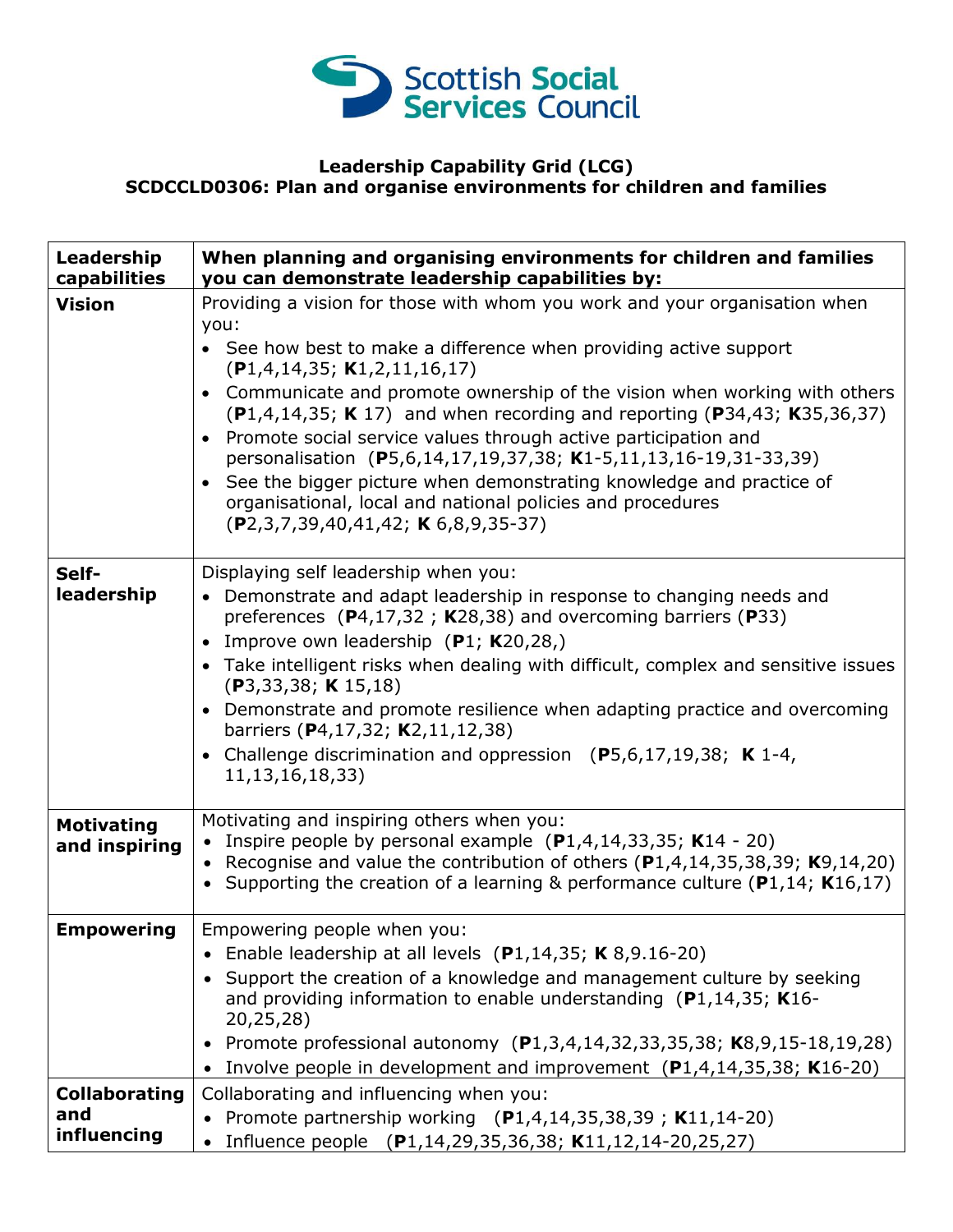**Leadership Capability Grid (LCG)**
**SCDCCLD0306: Plan and organise environments for children and families**

| Leadership capabilities | When planning and organising environments for children and families you can demonstrate leadership capabilities by: |
|---|---|
| **Vision** | Providing a vision for those with whom you work and your organisation when you:<br>• See how best to make a difference when providing active support (**P**1,4,14,35; **K**1,2,11,16,17)<br>• Communicate and promote ownership of the vision when working with others (**P**1,4,14,35; **K** 17) and when recording and reporting (**P**34,43; **K**35,36,37)<br>• Promote social service values through active participation and personalisation (**P**5,6,14,17,19,37,38; **K**1-5,11,13,16-19,31-33,39)<br>• See the bigger picture when demonstrating knowledge and practice of organisational, local and national policies and procedures (**P**2,3,7,39,40,41,42; **K** 6,8,9,35-37) |
| **Self-leadership** | Displaying self leadership when you:<br>• Demonstrate and adapt leadership in response to changing needs and preferences (**P**4,17,32 ; **K**28,38) and overcoming barriers (**P**33)<br>• Improve own leadership (**P**1; **K**20,28,)<br>• Take intelligent risks when dealing with difficult, complex and sensitive issues (**P**3,33,38; **K** 15,18)<br>• Demonstrate and promote resilience when adapting practice and overcoming barriers (**P**4,17,32; **K**2,11,12,38)<br>• Challenge discrimination and oppression (**P**5,6,17,19,38; **K** 1-4, 11,13,16,18,33) |
| **Motivating and inspiring** | Motivating and inspiring others when you:<br>• Inspire people by personal example (**P**1,4,14,33,35; **K**14 - 20)<br>• Recognise and value the contribution of others (**P**1,4,14,35,38,39; **K**9,14,20)<br>• Supporting the creation of a learning & performance culture (**P**1,14; **K**16,17) |
| **Empowering** | Empowering people when you:<br>• Enable leadership at all levels (**P**1,14,35; **K** 8,9.16-20)<br>• Support the creation of a knowledge and management culture by seeking and providing information to enable understanding (**P**1,14,35; **K**16-20,25,28)<br>• Promote professional autonomy (**P**1,3,4,14,32,33,35,38; **K**8,9,15-18,19,28)<br>• Involve people in development and improvement (**P**1,4,14,35,38; **K**16-20) |
| **Collaborating and influencing** | Collaborating and influencing when you:<br>• Promote partnership working (**P**1,4,14,35,38,39 ; **K**11,14-20)<br>• Influence people (**P**1,14,29,35,36,38; **K**11,12,14-20,25,27) |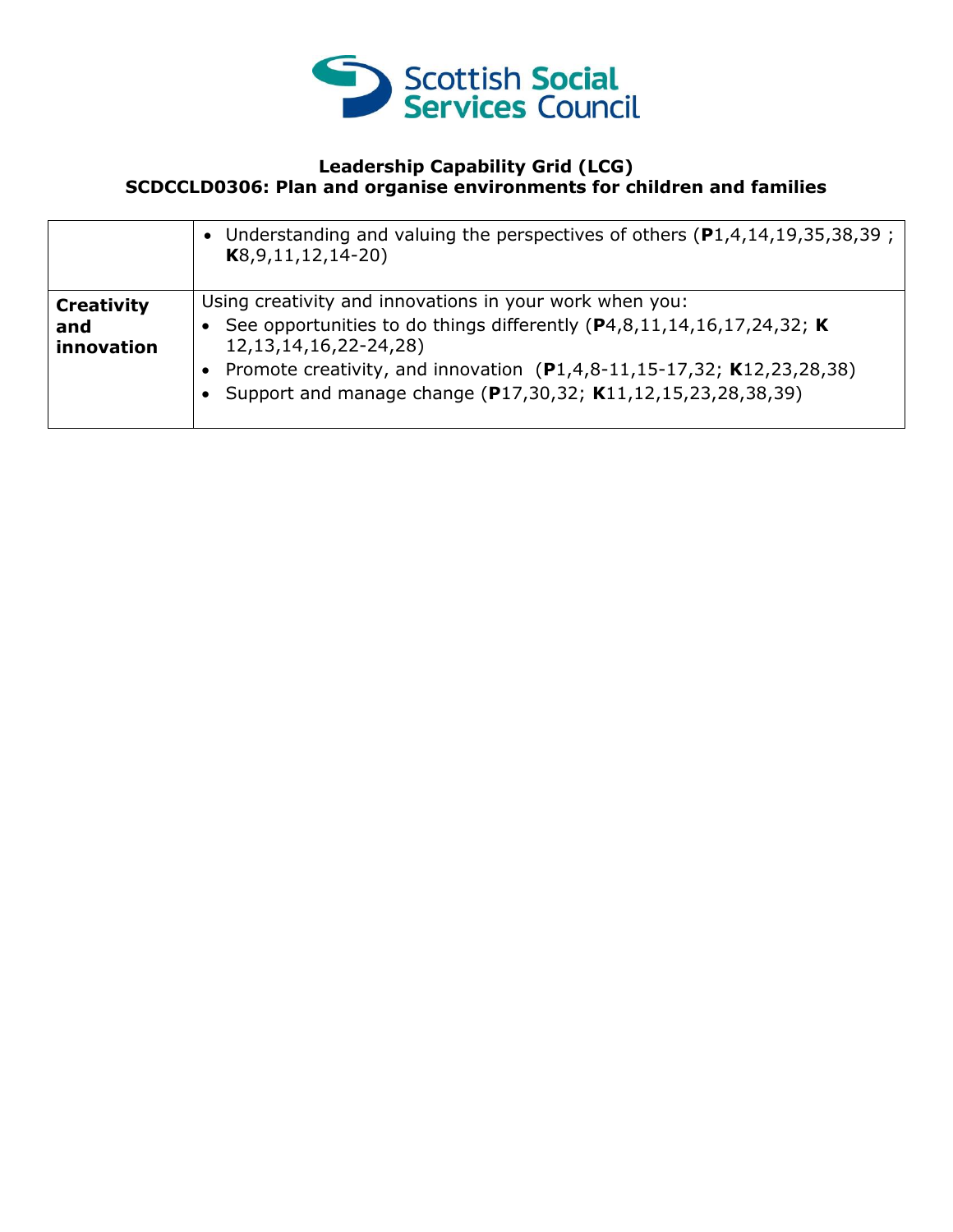**Leadership Capability Grid (LCG)**
**SCDCCLD0306: Plan and organise environments for children and families**

| | |
|---|---|
| | • Understanding and valuing the perspectives of others (**P**1,4,14,19,35,38,39 ; **K**8,9,11,12,14-20) |
| **Creativity and innovation** | Using creativity and innovations in your work when you:<br>• See opportunities to do things differently (**P**4,8,11,14,16,17,24,32; **K** 12,13,14,16,22-24,28)<br>• Promote creativity, and innovation (**P**1,4,8-11,15-17,32; **K**12,23,28,38)<br>• Support and manage change (**P**17,30,32; **K**11,12,15,23,28,38,39) |